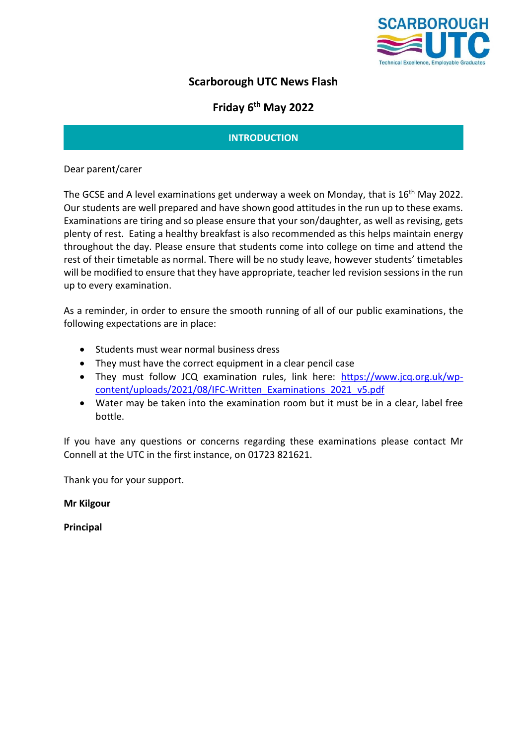# Scarborough UTC News Flash

## Friday 6th May 2022

### INTRODUCTION

Dear parent/carer

The GCSE and A level examinations get underway a week on Monday, that is 16th May 2022. Our students are well prepared and have shown good attitudes in the run up to these exams. Examinations are tiring and so please ensure that your son/daughter, as well as revising, gets plenty of rest. Eating a healthy breakfast is also recommended as this helps maintain energy throughout the day. Please ensure that students come into college on time and attend the rest of their timetable as normal. There will be no study leave, however students' timetables will be modified to ensure that they have appropriate, teacher led revision sessions in the run up to every examination.

As a reminder, in order to ensure the smooth running of all of our public examinations, the following expectations are in place:

- Students must wear normal business dress
- They must have the correct equipment in a clear pencil case
- They must follow JCQ examination rules, link here: https://www.jcq.org.uk/wp-content/uploads/2021/08/IFC-Written_Examinations_2021_v5.pdf
- Water may be taken into the examination room but it must be in a clear, label free bottle.

If you have any questions or concerns regarding these examinations please contact Mr Connell at the UTC in the first instance, on 01723 821621.

Thank you for your support.

**Mr Kilgour**

**Principal**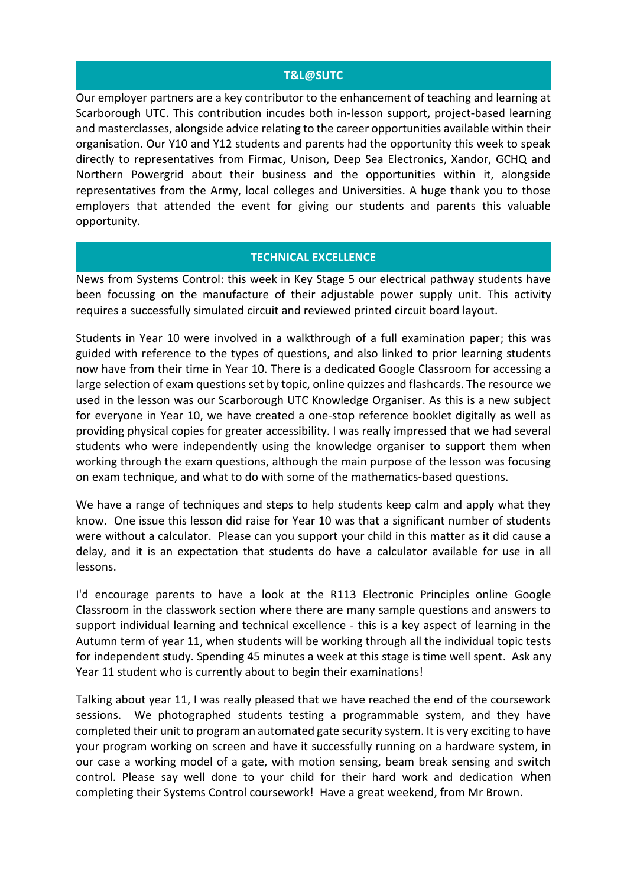## T&L@SUTC

Our employer partners are a key contributor to the enhancement of teaching and learning at Scarborough UTC. This contribution incudes both in-lesson support, project-based learning and masterclasses, alongside advice relating to the career opportunities available within their organisation. Our Y10 and Y12 students and parents had the opportunity this week to speak directly to representatives from Firmac, Unison, Deep Sea Electronics, Xandor, GCHQ and Northern Powergrid about their business and the opportunities within it, alongside representatives from the Army, local colleges and Universities. A huge thank you to those employers that attended the event for giving our students and parents this valuable opportunity.

## TECHNICAL EXCELLENCE

News from Systems Control: this week in Key Stage 5 our electrical pathway students have been focussing on the manufacture of their adjustable power supply unit. This activity requires a successfully simulated circuit and reviewed printed circuit board layout.

Students in Year 10 were involved in a walkthrough of a full examination paper; this was guided with reference to the types of questions, and also linked to prior learning students now have from their time in Year 10. There is a dedicated Google Classroom for accessing a large selection of exam questions set by topic, online quizzes and flashcards. The resource we used in the lesson was our Scarborough UTC Knowledge Organiser. As this is a new subject for everyone in Year 10, we have created a one-stop reference booklet digitally as well as providing physical copies for greater accessibility. I was really impressed that we had several students who were independently using the knowledge organiser to support them when working through the exam questions, although the main purpose of the lesson was focusing on exam technique, and what to do with some of the mathematics-based questions.

We have a range of techniques and steps to help students keep calm and apply what they know. One issue this lesson did raise for Year 10 was that a significant number of students were without a calculator. Please can you support your child in this matter as it did cause a delay, and it is an expectation that students do have a calculator available for use in all lessons.

I'd encourage parents to have a look at the R113 Electronic Principles online Google Classroom in the classwork section where there are many sample questions and answers to support individual learning and technical excellence - this is a key aspect of learning in the Autumn term of year 11, when students will be working through all the individual topic tests for independent study. Spending 45 minutes a week at this stage is time well spent. Ask any Year 11 student who is currently about to begin their examinations!

Talking about year 11, I was really pleased that we have reached the end of the coursework sessions. We photographed students testing a programmable system, and they have completed their unit to program an automated gate security system. It is very exciting to have your program working on screen and have it successfully running on a hardware system, in our case a working model of a gate, with motion sensing, beam break sensing and switch control. Please say well done to your child for their hard work and dedication when completing their Systems Control coursework! Have a great weekend, from Mr Brown.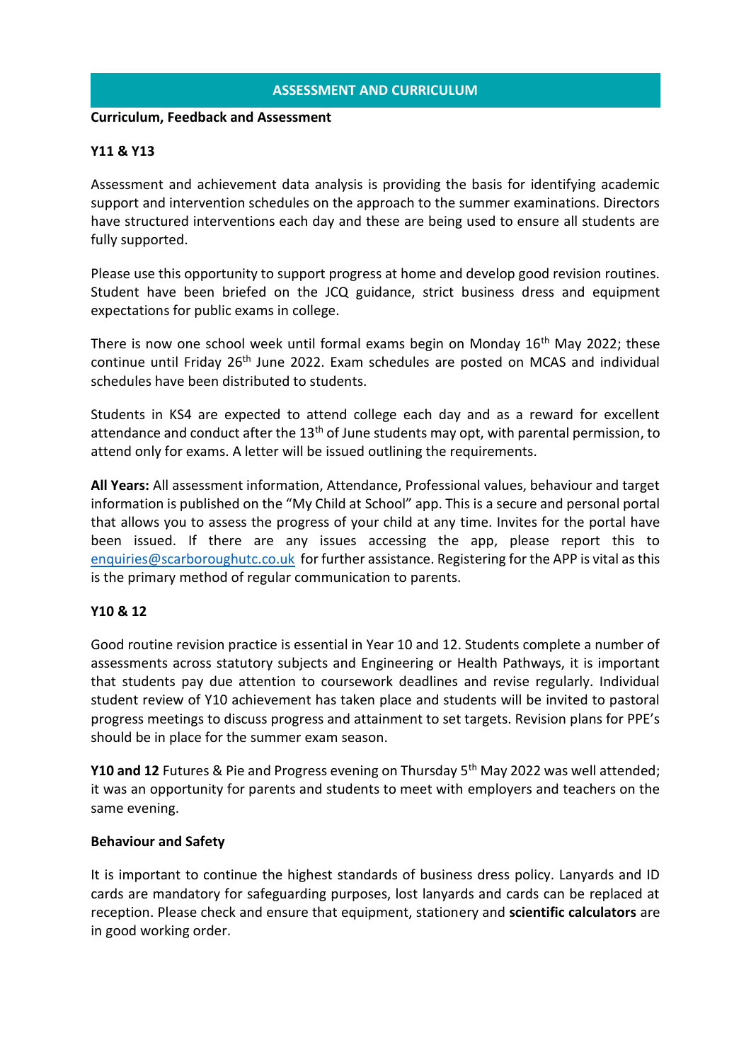## ASSESSMENT AND CURRICULUM

**Curriculum, Feedback and Assessment**

**Y11 & Y13**

Assessment and achievement data analysis is providing the basis for identifying academic support and intervention schedules on the approach to the summer examinations. Directors have structured interventions each day and these are being used to ensure all students are fully supported.

Please use this opportunity to support progress at home and develop good revision routines. Student have been briefed on the JCQ guidance, strict business dress and equipment expectations for public exams in college.

There is now one school week until formal exams begin on Monday 16th May 2022; these continue until Friday 26th June 2022. Exam schedules are posted on MCAS and individual schedules have been distributed to students.

Students in KS4 are expected to attend college each day and as a reward for excellent attendance and conduct after the 13th of June students may opt, with parental permission, to attend only for exams. A letter will be issued outlining the requirements.

**All Years:** All assessment information, Attendance, Professional values, behaviour and target information is published on the "My Child at School" app. This is a secure and personal portal that allows you to assess the progress of your child at any time. Invites for the portal have been issued. If there are any issues accessing the app, please report this to enquiries@scarboroughutc.co.uk for further assistance. Registering for the APP is vital as this is the primary method of regular communication to parents.

**Y10 & 12**

Good routine revision practice is essential in Year 10 and 12. Students complete a number of assessments across statutory subjects and Engineering or Health Pathways, it is important that students pay due attention to coursework deadlines and revise regularly. Individual student review of Y10 achievement has taken place and students will be invited to pastoral progress meetings to discuss progress and attainment to set targets. Revision plans for PPE's should be in place for the summer exam season.

**Y10 and 12** Futures & Pie and Progress evening on Thursday 5th May 2022 was well attended; it was an opportunity for parents and students to meet with employers and teachers on the same evening.

**Behaviour and Safety**

It is important to continue the highest standards of business dress policy. Lanyards and ID cards are mandatory for safeguarding purposes, lost lanyards and cards can be replaced at reception. Please check and ensure that equipment, stationery and **scientific calculators** are in good working order.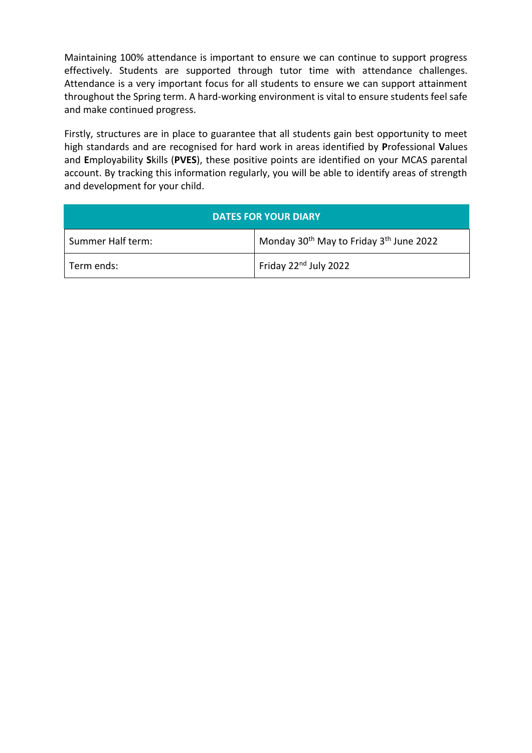Maintaining 100% attendance is important to ensure we can continue to support progress effectively. Students are supported through tutor time with attendance challenges. Attendance is a very important focus for all students to ensure we can support attainment throughout the Spring term. A hard-working environment is vital to ensure students feel safe and make continued progress.

Firstly, structures are in place to guarantee that all students gain best opportunity to meet high standards and are recognised for hard work in areas identified by **P**rofessional **V**alues and **E**mployability **S**kills (**PVES**), these positive points are identified on your MCAS parental account. By tracking this information regularly, you will be able to identify areas of strength and development for your child.

| DATES FOR YOUR DIARY | |
|---|---|
| Summer Half term: | Monday 30th May to Friday 3th June 2022 |
| Term ends: | Friday 22nd July 2022 |